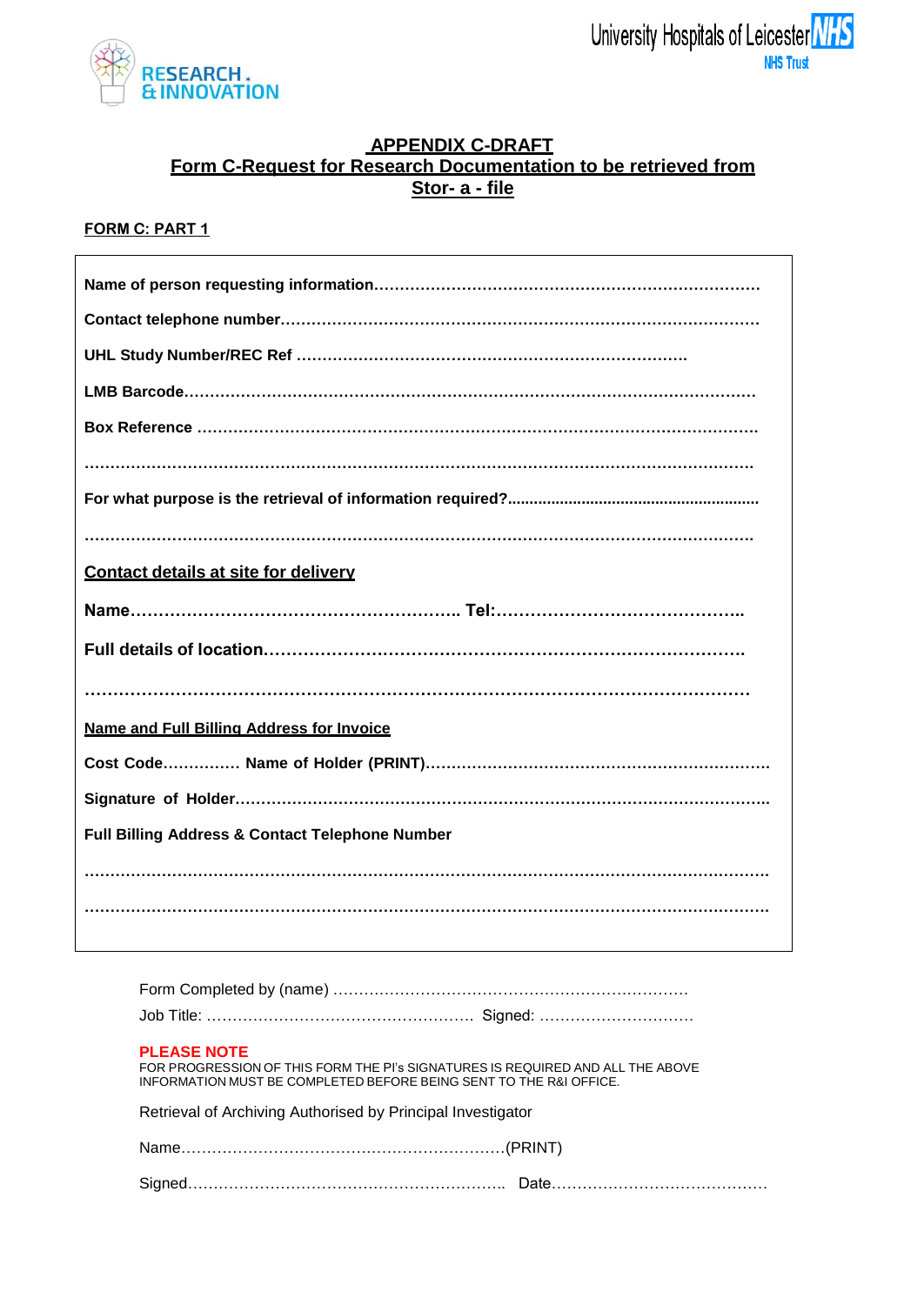RESEARCH & INNOVATION

University Hospitals of Leicester NHS Trust

## APPENDIX C-DRAFT
## Form C-Request for Research Documentation to be retrieved from Stor- a - file

**FORM C: PART 1**

**Name of person requesting information**……………………………………………………………………

**Contact telephone number**…………………………………………………………………………………

**UHL Study Number/REC Ref** …………………………………………………………………

**LMB Barcode**………………………………………………………………………………………………

**Box Reference** ……………………………………………………………………………………………

……………………………………………………………………………………………………………………

**For what purpose is the retrieval of information required?**……………………………………………

……………………………………………………………………………………………………………………

**Contact details at site for delivery**

**Name**………………………………………………….. **Tel:**……………………………………..

**Full details of location**…………………………………………………………………………….

……………………………………………………………………………………………………………

**Name and Full Billing Address for Invoice**

**Cost Code**…………… **Name of Holder (PRINT)**…………………………………………………………

**Signature of Holder**……………………………………………………………………………………………

**Full Billing Address & Contact Telephone Number**

……………………………………………………………………………………………………………………

……………………………………………………………………………………………………………………

Form Completed by (name) ……………………………………………………………

Job Title: …………………………………………… Signed: …………………………

**PLEASE NOTE**
FOR PROGRESSION OF THIS FORM THE PI's SIGNATURES IS REQUIRED AND ALL THE ABOVE INFORMATION MUST BE COMPLETED BEFORE BEING SENT TO THE R&I OFFICE.

Retrieval of Archiving Authorised by Principal Investigator

Name…………………………………………………………(PRINT)

Signed…………………………………………………….. Date……………………………………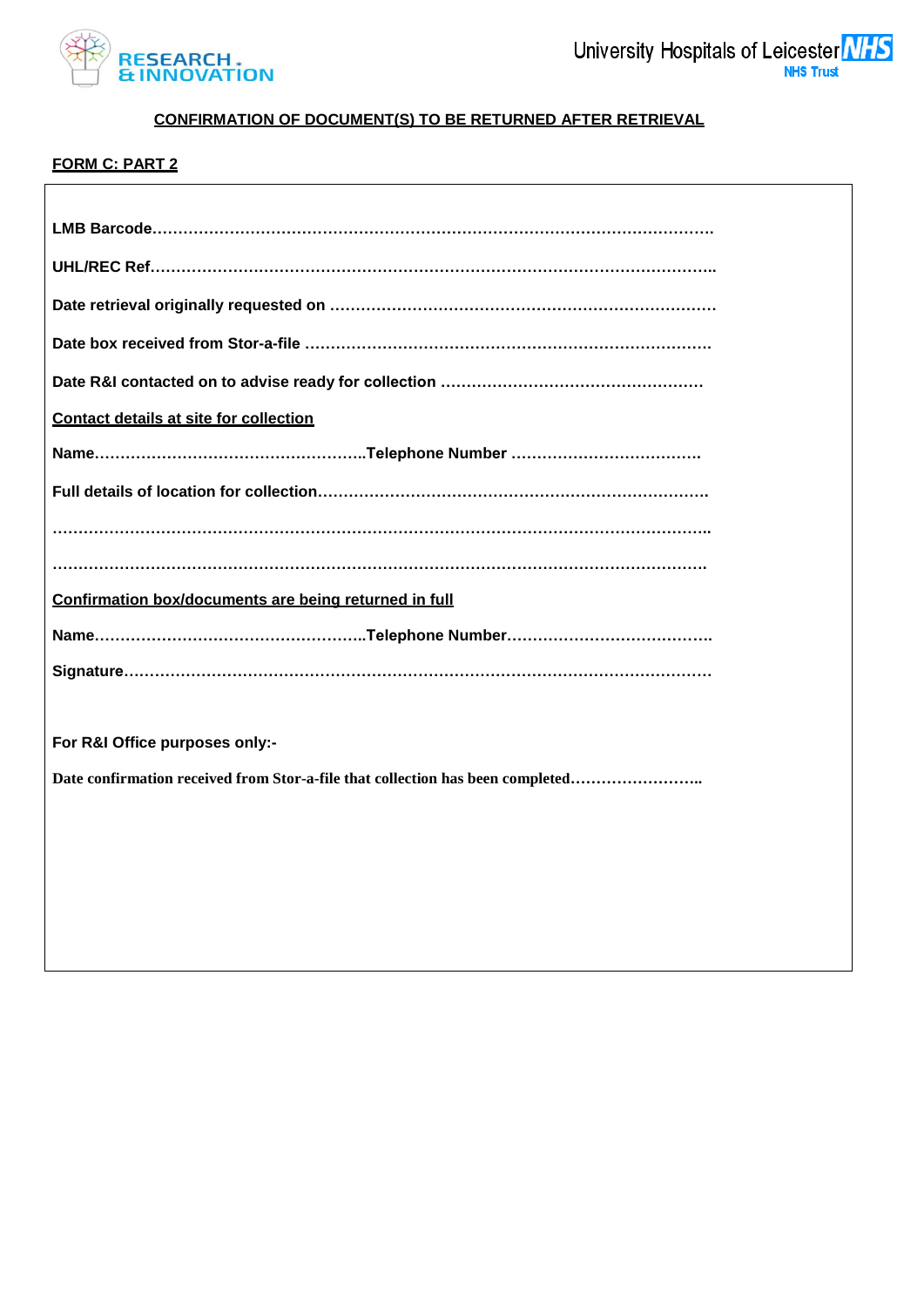## CONFIRMATION OF DOCUMENT(S) TO BE RETURNED AFTER RETRIEVAL

**FORM C: PART 2**

**LMB Barcode**……………………………………………………………………………………………….

**UHL/REC Ref**………………………………………………………………………………………………..

**Date retrieval originally requested on** …………………………………………………………………

**Date box received from Stor-a-file** ……………………………………………………………………

**Date R&I contacted on to advise ready for collection** ……………………………………………

**Contact details at site for collection**

**Name**……………………………………………..**Telephone Number** ………………………………

**Full details of location for collection**…………………………………………………………………

…………………………………………………………………………………………………………………..

………………………………………………………………………………………………………………….

**Confirmation box/documents are being returned in full**

**Name**……………………………………………..**Telephone Number**…………………………………

**Signature**……………………………………………………………………………………………………

**For R&I Office purposes only:-**

**Date confirmation received from Stor-a-file that collection has been completed**……………………..